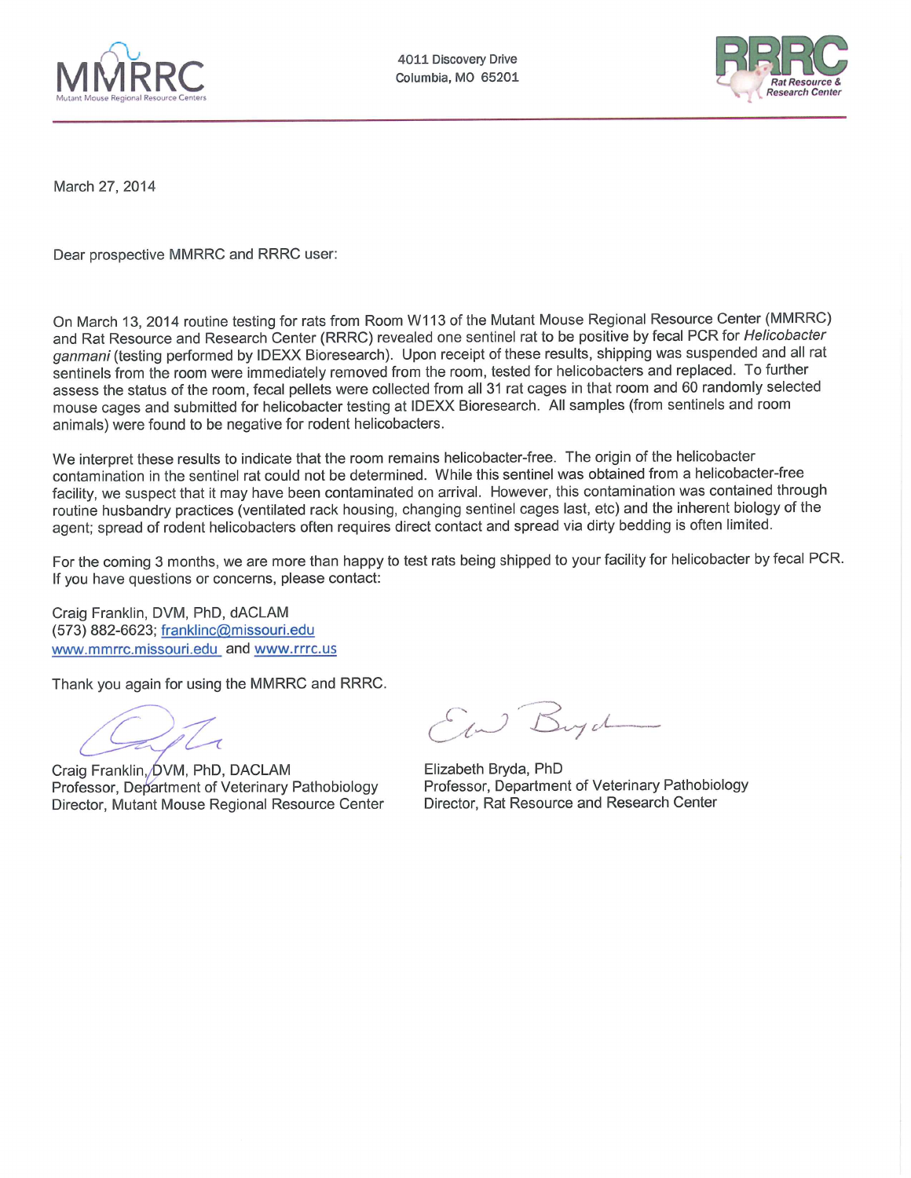MMRRC
Mutant Mouse Regional Resource Centers

4011 Discovery Drive
Columbia, MO 65201

RRRC
Rat Resource & Research Center

March 27, 2014

Dear prospective MMRRC and RRRC user:

On March 13, 2014 routine testing for rats from Room W113 of the Mutant Mouse Regional Resource Center (MMRRC) and Rat Resource and Research Center (RRRC) revealed one sentinel rat to be positive by fecal PCR for *Helicobacter ganmani* (testing performed by IDEXX Bioresearch). Upon receipt of these results, shipping was suspended and all rat sentinels from the room were immediately removed from the room, tested for helicobacters and replaced. To further assess the status of the room, fecal pellets were collected from all 31 rat cages in that room and 60 randomly selected mouse cages and submitted for helicobacter testing at IDEXX Bioresearch. All samples (from sentinels and room animals) were found to be negative for rodent helicobacters.

We interpret these results to indicate that the room remains helicobacter-free. The origin of the helicobacter contamination in the sentinel rat could not be determined. While this sentinel was obtained from a helicobacter-free facility, we suspect that it may have been contaminated on arrival. However, this contamination was contained through routine husbandry practices (ventilated rack housing, changing sentinel cages last, etc) and the inherent biology of the agent; spread of rodent helicobacters often requires direct contact and spread via dirty bedding is often limited.

For the coming 3 months, we are more than happy to test rats being shipped to your facility for helicobacter by fecal PCR. If you have questions or concerns, please contact:

Craig Franklin, DVM, PhD, dACLAM
(573) 882-6623; franklinc@missouri.edu
www.mmrrc.missouri.edu and www.rrrc.us

Thank you again for using the MMRRC and RRRC.

Craig Franklin, DVM, PhD, DACLAM
Professor, Department of Veterinary Pathobiology
Director, Mutant Mouse Regional Resource Center

Elizabeth Bryda, PhD
Professor, Department of Veterinary Pathobiology
Director, Rat Resource and Research Center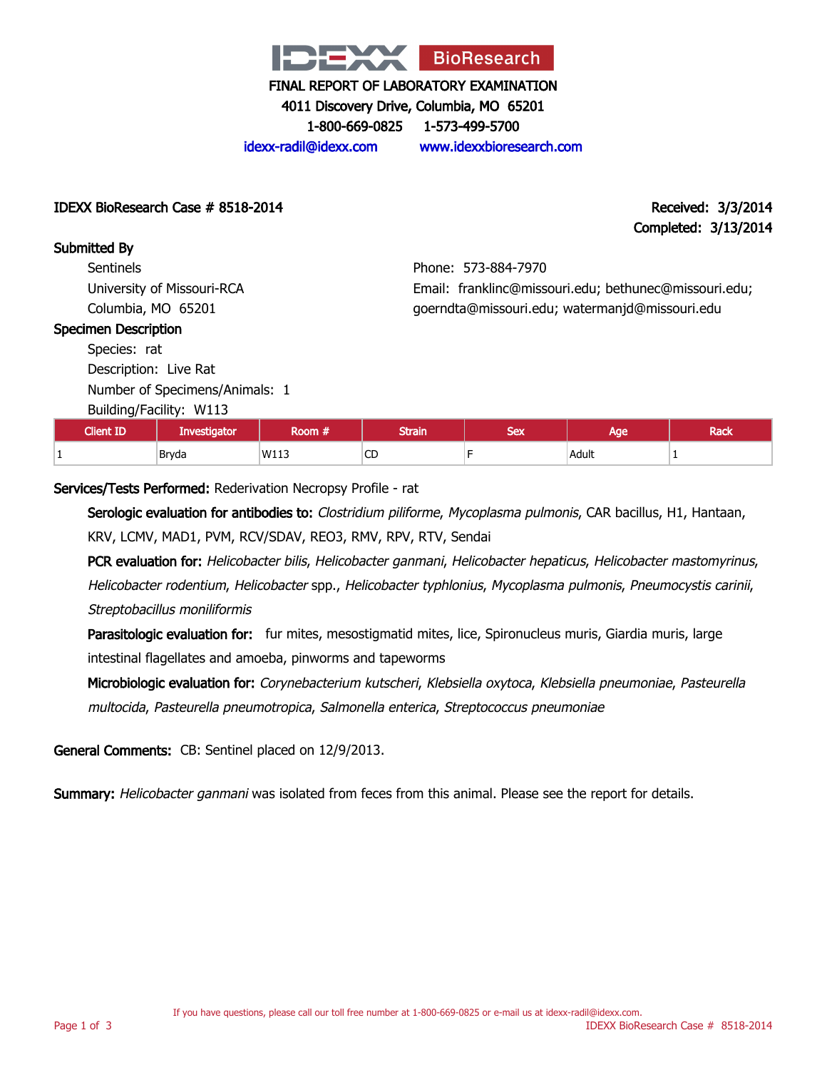# IDEXX BioResearch

**FINAL REPORT OF LABORATORY EXAMINATION**

4011 Discovery Drive, Columbia, MO 65201

1-800-669-0825    1-573-499-5700

idexx-radil@idexx.com    www.idexxbioresearch.com

**IDEXX BioResearch Case # 8518-2014**

**Received:** 3/3/2014
**Completed:** 3/13/2014

## Submitted By

Sentinels
University of Missouri-RCA
Columbia, MO 65201

Phone: 573-884-7970
Email: franklinc@missouri.edu; bethunec@missouri.edu; goerndta@missouri.edu; watermanjd@missouri.edu

## Specimen Description

Species: rat
Description: Live Rat
Number of Specimens/Animals: 1
Building/Facility: W113

| Client ID | Investigator | Room # | Strain | Sex | Age | Rack |
|---|---|---|---|---|---|---|
| 1 | Bryda | W113 | CD | F | Adult | 1 |

**Services/Tests Performed:** Rederivation Necropsy Profile - rat

**Serologic evaluation for antibodies to:** *Clostridium piliforme*, *Mycoplasma pulmonis*, CAR bacillus, H1, Hantaan, KRV, LCMV, MAD1, PVM, RCV/SDAV, REO3, RMV, RPV, RTV, Sendai

**PCR evaluation for:** *Helicobacter bilis*, *Helicobacter ganmani*, *Helicobacter hepaticus*, *Helicobacter mastomyrinus*, *Helicobacter rodentium*, *Helicobacter* spp., *Helicobacter typhlonius*, *Mycoplasma pulmonis*, *Pneumocystis carinii*, *Streptobacillus moniliformis*

**Parasitologic evaluation for:** fur mites, mesostigmatid mites, lice, Spironucleus muris, Giardia muris, large intestinal flagellates and amoeba, pinworms and tapeworms

**Microbiologic evaluation for:** *Corynebacterium kutscheri*, *Klebsiella oxytoca*, *Klebsiella pneumoniae*, *Pasteurella multocida*, *Pasteurella pneumotropica*, *Salmonella enterica*, *Streptococcus pneumoniae*

**General Comments:** CB: Sentinel placed on 12/9/2013.

**Summary:** *Helicobacter ganmani* was isolated from feces from this animal. Please see the report for details.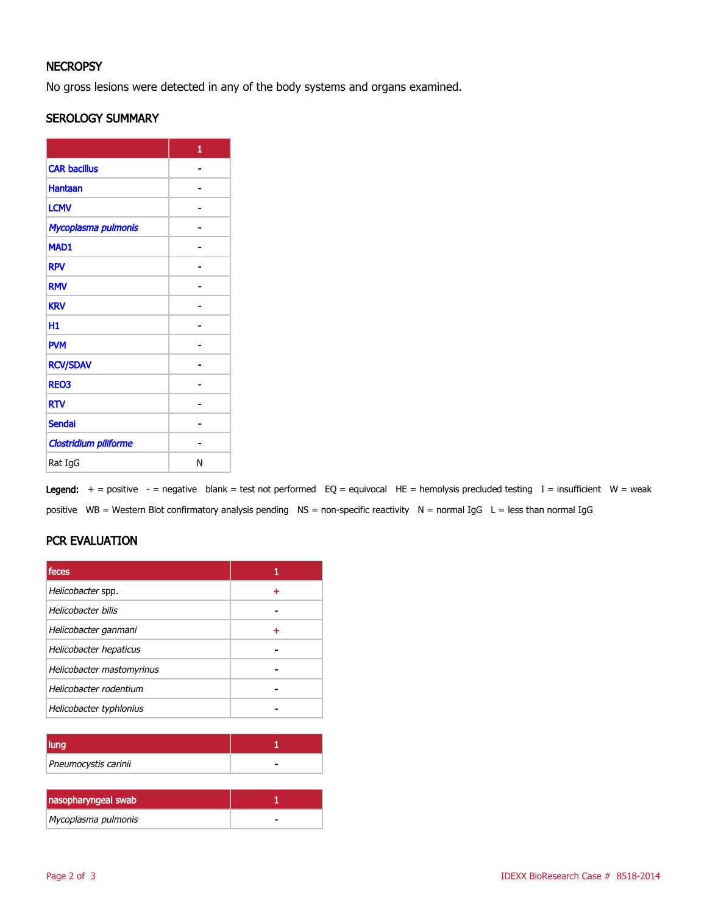## NECROPSY

No gross lesions were detected in any of the body systems and organs examined.

## SEROLOGY SUMMARY

| | 1 |
|---|---|
| CAR bacillus | - |
| Hantaan | - |
| LCMV | - |
| *Mycoplasma pulmonis* | - |
| MAD1 | - |
| RPV | - |
| RMV | - |
| KRV | - |
| H1 | - |
| PVM | - |
| RCV/SDAV | - |
| REO3 | - |
| RTV | - |
| Sendai | - |
| *Clostridium piliforme* | - |
| Rat IgG | N |

**Legend:** + = positive - = negative blank = test not performed EQ = equivocal HE = hemolysis precluded testing I = insufficient W = weak positive WB = Western Blot confirmatory analysis pending NS = non-specific reactivity N = normal IgG L = less than normal IgG

## PCR EVALUATION

| feces | 1 |
|---|---|
| *Helicobacter* spp. | + |
| *Helicobacter bilis* | - |
| *Helicobacter ganmani* | + |
| *Helicobacter hepaticus* | - |
| *Helicobacter mastomyrinus* | - |
| *Helicobacter rodentium* | - |
| *Helicobacter typhlonius* | - |

| lung | 1 |
|---|---|
| *Pneumocystis carinii* | - |

| nasopharyngeal swab | 1 |
|---|---|
| *Mycoplasma pulmonis* | - |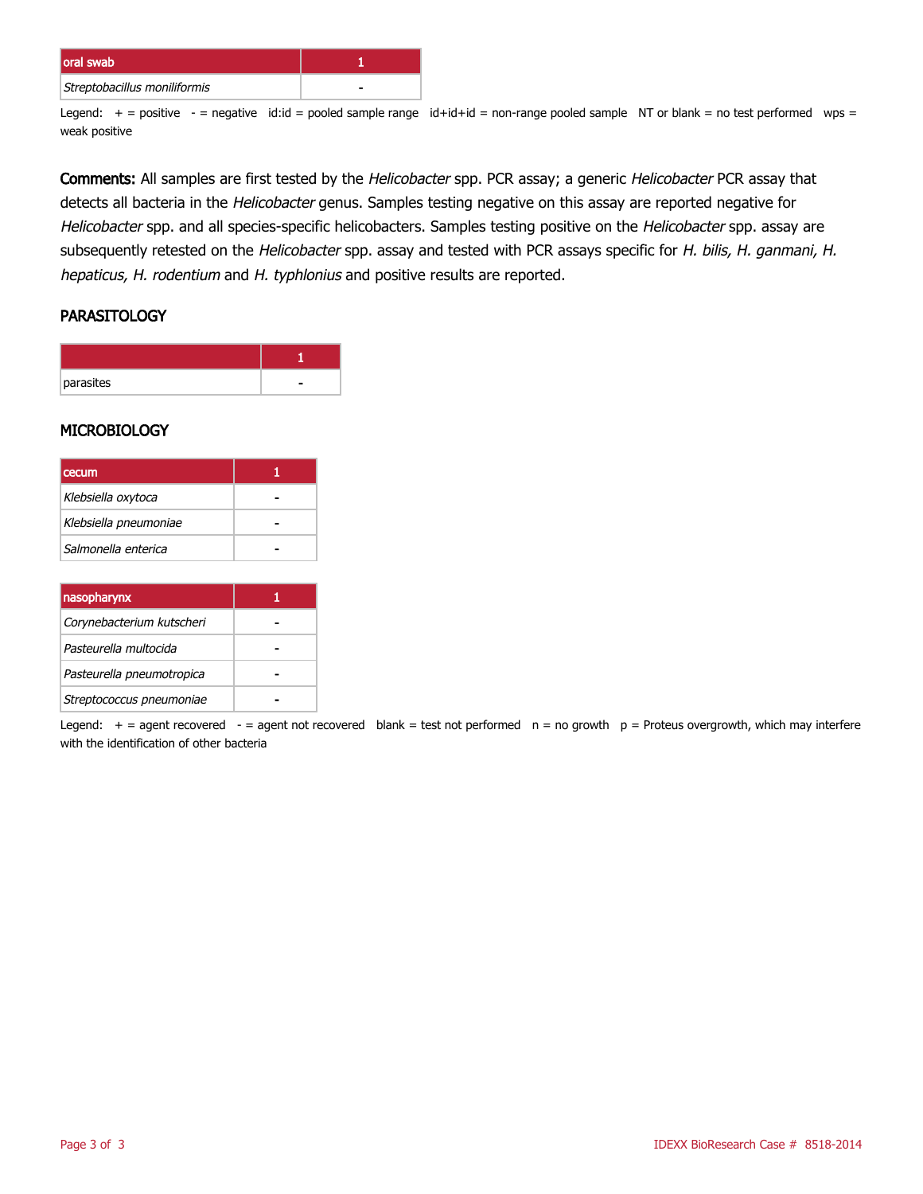| oral swab | 1 |
| --- | --- |
| *Streptobacillus moniliformis* | - |

Legend: + = positive - = negative id:id = pooled sample range id+id+id = non-range pooled sample NT or blank = no test performed wps = weak positive

**Comments:** All samples are first tested by the *Helicobacter* spp. PCR assay; a generic *Helicobacter* PCR assay that detects all bacteria in the *Helicobacter* genus. Samples testing negative on this assay are reported negative for *Helicobacter* spp. and all species-specific helicobacters. Samples testing positive on the *Helicobacter* spp. assay are subsequently retested on the *Helicobacter* spp. assay and tested with PCR assays specific for *H. bilis, H. ganmani, H. hepaticus, H. rodentium* and *H. typhlonius* and positive results are reported.

## PARASITOLOGY

| | 1 |
| --- | --- |
| parasites | - |

## MICROBIOLOGY

| cecum | 1 |
| --- | --- |
| *Klebsiella oxytoca* | - |
| *Klebsiella pneumoniae* | - |
| *Salmonella enterica* | - |

| nasopharynx | 1 |
| --- | --- |
| *Corynebacterium kutscheri* | - |
| *Pasteurella multocida* | - |
| *Pasteurella pneumotropica* | - |
| *Streptococcus pneumoniae* | - |

Legend: + = agent recovered - = agent not recovered blank = test not performed n = no growth p = Proteus overgrowth, which may interfere with the identification of other bacteria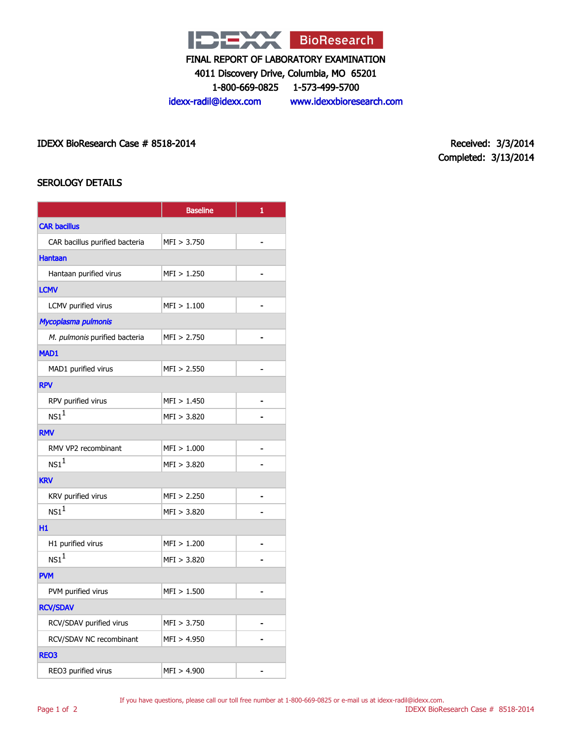IDEXX BioResearch

FINAL REPORT OF LABORATORY EXAMINATION

4011 Discovery Drive, Columbia, MO 65201

1-800-669-0825 1-573-499-5700

idexx-radil@idexx.com www.idexxbioresearch.com

IDEXX BioResearch Case # 8518-2014

Received: 3/3/2014

Completed: 3/13/2014

## SEROLOGY DETAILS

| | Baseline | 1 |
|---|---|---|
| **CAR bacillus** | | |
| CAR bacillus purified bacteria | MFI > 3.750 | - |
| **Hantaan** | | |
| Hantaan purified virus | MFI > 1.250 | - |
| **LCMV** | | |
| LCMV purified virus | MFI > 1.100 | - |
| ***Mycoplasma pulmonis*** | | |
| *M. pulmonis* purified bacteria | MFI > 2.750 | - |
| **MAD1** | | |
| MAD1 purified virus | MFI > 2.550 | - |
| **RPV** | | |
| RPV purified virus | MFI > 1.450 | - |
| NS1[1] | MFI > 3.820 | - |
| **RMV** | | |
| RMV VP2 recombinant | MFI > 1.000 | - |
| NS1[1] | MFI > 3.820 | - |
| **KRV** | | |
| KRV purified virus | MFI > 2.250 | - |
| NS1[1] | MFI > 3.820 | - |
| **H1** | | |
| H1 purified virus | MFI > 1.200 | - |
| NS1[1] | MFI > 3.820 | - |
| **PVM** | | |
| PVM purified virus | MFI > 1.500 | - |
| **RCV/SDAV** | | |
| RCV/SDAV purified virus | MFI > 3.750 | - |
| RCV/SDAV NC recombinant | MFI > 4.950 | - |
| **REO3** | | |
| REO3 purified virus | MFI > 4.900 | - |

If you have questions, please call our toll free number at 1-800-669-0825 or e-mail us at idexx-radil@idexx.com.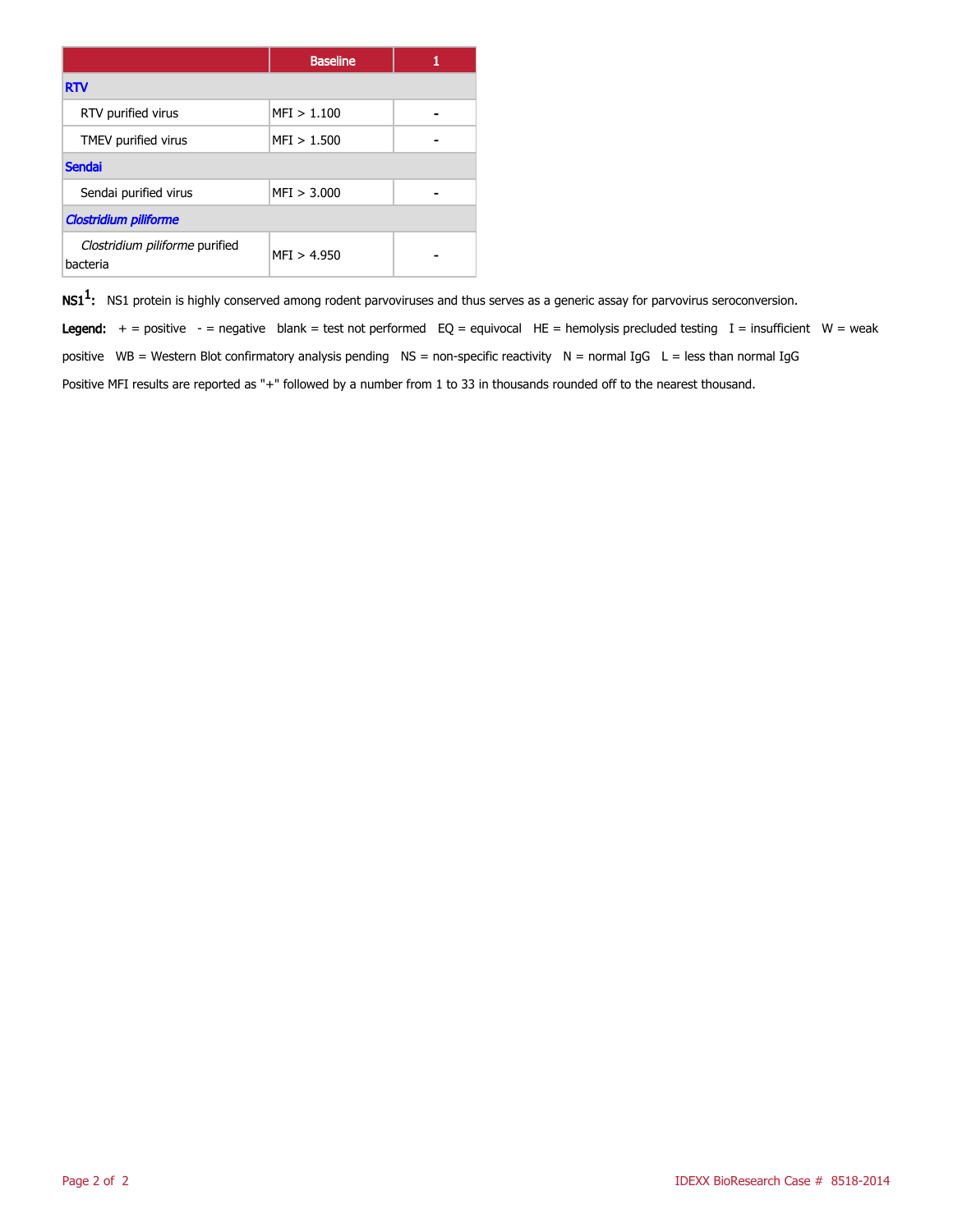| | Baseline | 1 |
|---|---|---|
| **RTV** | | |
| RTV purified virus | MFI > 1.100 | - |
| TMEV purified virus | MFI > 1.500 | - |
| **Sendai** | | |
| Sendai purified virus | MFI > 3.000 | - |
| ***Clostridium piliforme*** | | |
| *Clostridium piliforme* purified bacteria | MFI > 4.950 | - |

**NS1[1]:** NS1 protein is highly conserved among rodent parvoviruses and thus serves as a generic assay for parvovirus seroconversion.

**Legend:** + = positive - = negative blank = test not performed EQ = equivocal HE = hemolysis precluded testing I = insufficient W = weak positive WB = Western Blot confirmatory analysis pending NS = non-specific reactivity N = normal IgG L = less than normal IgG

Positive MFI results are reported as "+" followed by a number from 1 to 33 in thousands rounded off to the nearest thousand.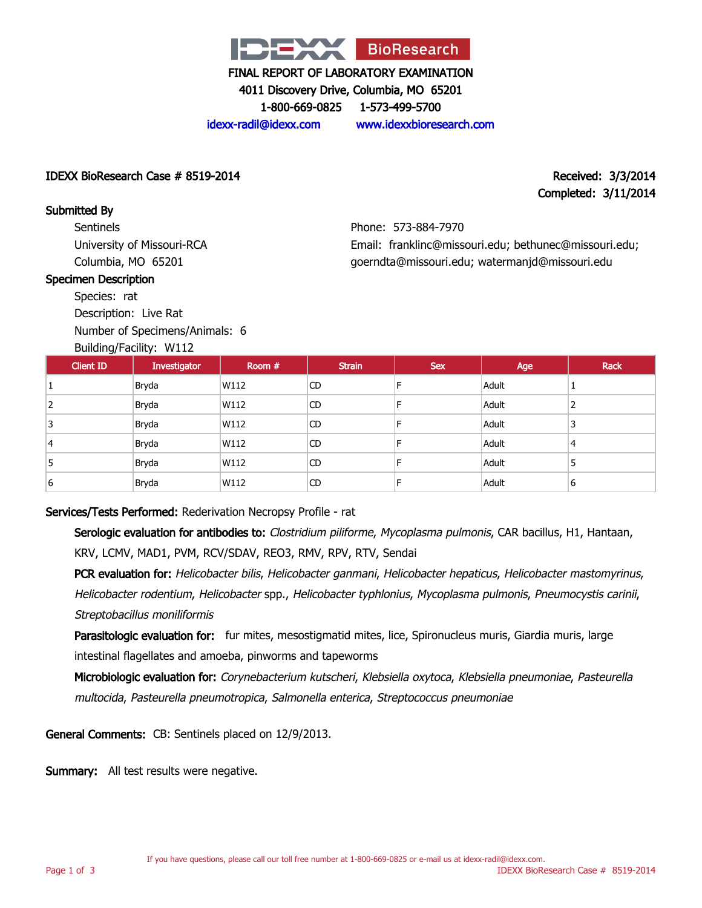# IDEXX BioResearch

FINAL REPORT OF LABORATORY EXAMINATION

4011 Discovery Drive, Columbia, MO 65201

1-800-669-0825 1-573-499-5700

idexx-radil@idexx.com www.idexxbioresearch.com

**IDEXX BioResearch Case # 8519-2014**

Received: 3/3/2014
Completed: 3/11/2014

## Submitted By

Sentinels
University of Missouri-RCA
Columbia, MO 65201

Phone: 573-884-7970
Email: franklinc@missouri.edu; bethunec@missouri.edu; goerndta@missouri.edu; watermanjd@missouri.edu

## Specimen Description

Species: rat
Description: Live Rat
Number of Specimens/Animals: 6
Building/Facility: W112

| Client ID | Investigator | Room # | Strain | Sex | Age | Rack |
|---|---|---|---|---|---|---|
| 1 | Bryda | W112 | CD | F | Adult | 1 |
| 2 | Bryda | W112 | CD | F | Adult | 2 |
| 3 | Bryda | W112 | CD | F | Adult | 3 |
| 4 | Bryda | W112 | CD | F | Adult | 4 |
| 5 | Bryda | W112 | CD | F | Adult | 5 |
| 6 | Bryda | W112 | CD | F | Adult | 6 |

**Services/Tests Performed:** Rederivation Necropsy Profile - rat

**Serologic evaluation for antibodies to:** *Clostridium piliforme*, *Mycoplasma pulmonis*, CAR bacillus, H1, Hantaan, KRV, LCMV, MAD1, PVM, RCV/SDAV, REO3, RMV, RPV, RTV, Sendai

**PCR evaluation for:** *Helicobacter bilis*, *Helicobacter ganmani*, *Helicobacter hepaticus*, *Helicobacter mastomyrinus*, *Helicobacter rodentium*, *Helicobacter* spp., *Helicobacter typhlonius*, *Mycoplasma pulmonis*, *Pneumocystis carinii*, *Streptobacillus moniliformis*

**Parasitologic evaluation for:** fur mites, mesostigmatid mites, lice, Spironucleus muris, Giardia muris, large intestinal flagellates and amoeba, pinworms and tapeworms

**Microbiologic evaluation for:** *Corynebacterium kutscheri*, *Klebsiella oxytoca*, *Klebsiella pneumoniae*, *Pasteurella multocida*, *Pasteurella pneumotropica*, *Salmonella enterica*, *Streptococcus pneumoniae*

**General Comments:** CB: Sentinels placed on 12/9/2013.

**Summary:** All test results were negative.

If you have questions, please call our toll free number at 1-800-669-0825 or e-mail us at idexx-radil@idexx.com.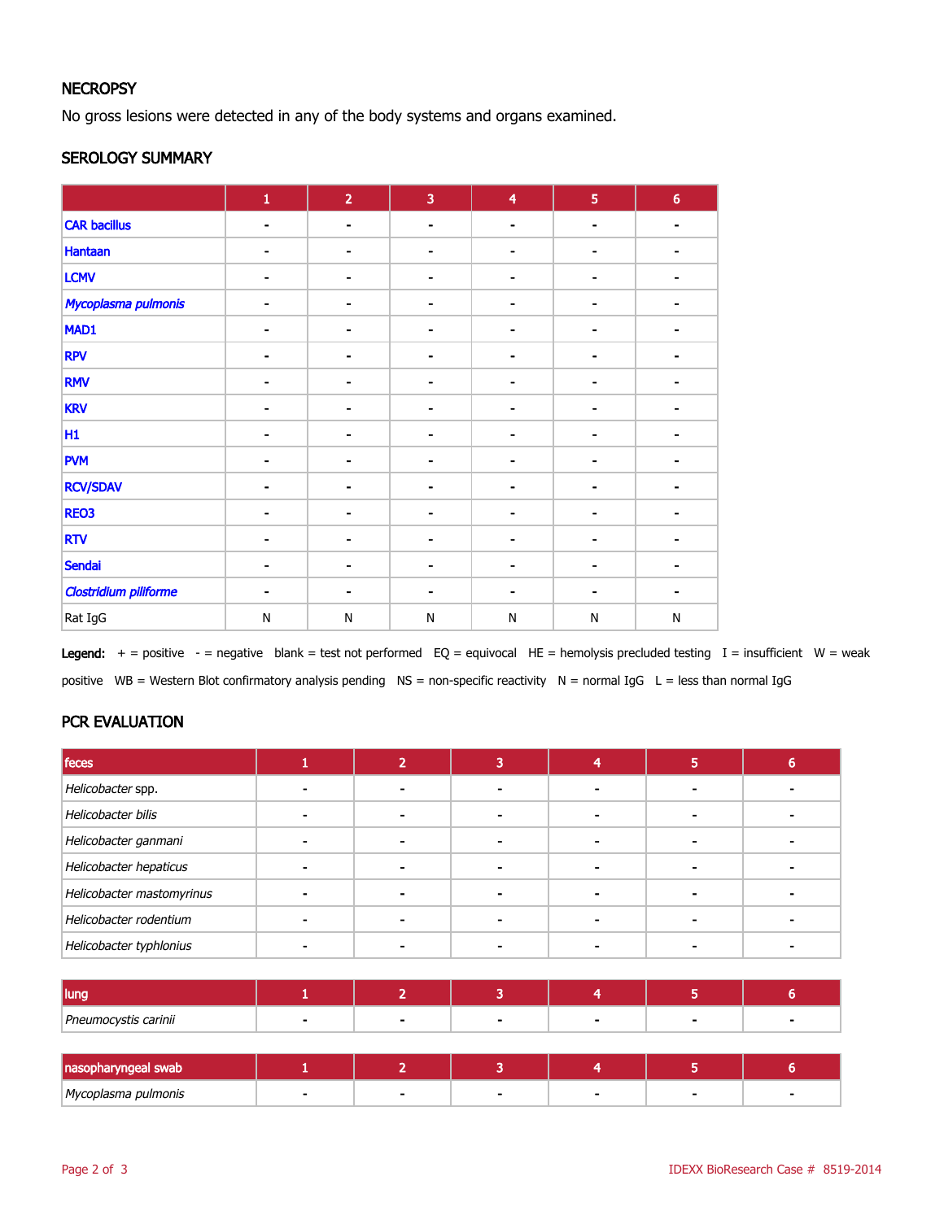## NECROPSY

No gross lesions were detected in any of the body systems and organs examined.

## SEROLOGY SUMMARY

| | 1 | 2 | 3 | 4 | 5 | 6 |
|---|---|---|---|---|---|---|
| CAR bacillus | - | - | - | - | - | - |
| Hantaan | - | - | - | - | - | - |
| LCMV | - | - | - | - | - | - |
| *Mycoplasma pulmonis* | - | - | - | - | - | - |
| MAD1 | - | - | - | - | - | - |
| RPV | - | - | - | - | - | - |
| RMV | - | - | - | - | - | - |
| KRV | - | - | - | - | - | - |
| H1 | - | - | - | - | - | - |
| PVM | - | - | - | - | - | - |
| RCV/SDAV | - | - | - | - | - | - |
| REO3 | - | - | - | - | - | - |
| RTV | - | - | - | - | - | - |
| Sendai | - | - | - | - | - | - |
| *Clostridium piliforme* | - | - | - | - | - | - |
| Rat IgG | N | N | N | N | N | N |

**Legend:** + = positive - = negative blank = test not performed EQ = equivocal HE = hemolysis precluded testing I = insufficient W = weak positive WB = Western Blot confirmatory analysis pending NS = non-specific reactivity N = normal IgG L = less than normal IgG

## PCR EVALUATION

| feces | 1 | 2 | 3 | 4 | 5 | 6 |
|---|---|---|---|---|---|---|
| *Helicobacter* spp. | - | - | - | - | - | - |
| *Helicobacter bilis* | - | - | - | - | - | - |
| *Helicobacter ganmani* | - | - | - | - | - | - |
| *Helicobacter hepaticus* | - | - | - | - | - | - |
| *Helicobacter mastomyrinus* | - | - | - | - | - | - |
| *Helicobacter rodentium* | - | - | - | - | - | - |
| *Helicobacter typhlonius* | - | - | - | - | - | - |

| lung | 1 | 2 | 3 | 4 | 5 | 6 |
|---|---|---|---|---|---|---|
| *Pneumocystis carinii* | - | - | - | - | - | - |

| nasopharyngeal swab | 1 | 2 | 3 | 4 | 5 | 6 |
|---|---|---|---|---|---|---|
| *Mycoplasma pulmonis* | - | - | - | - | - | - |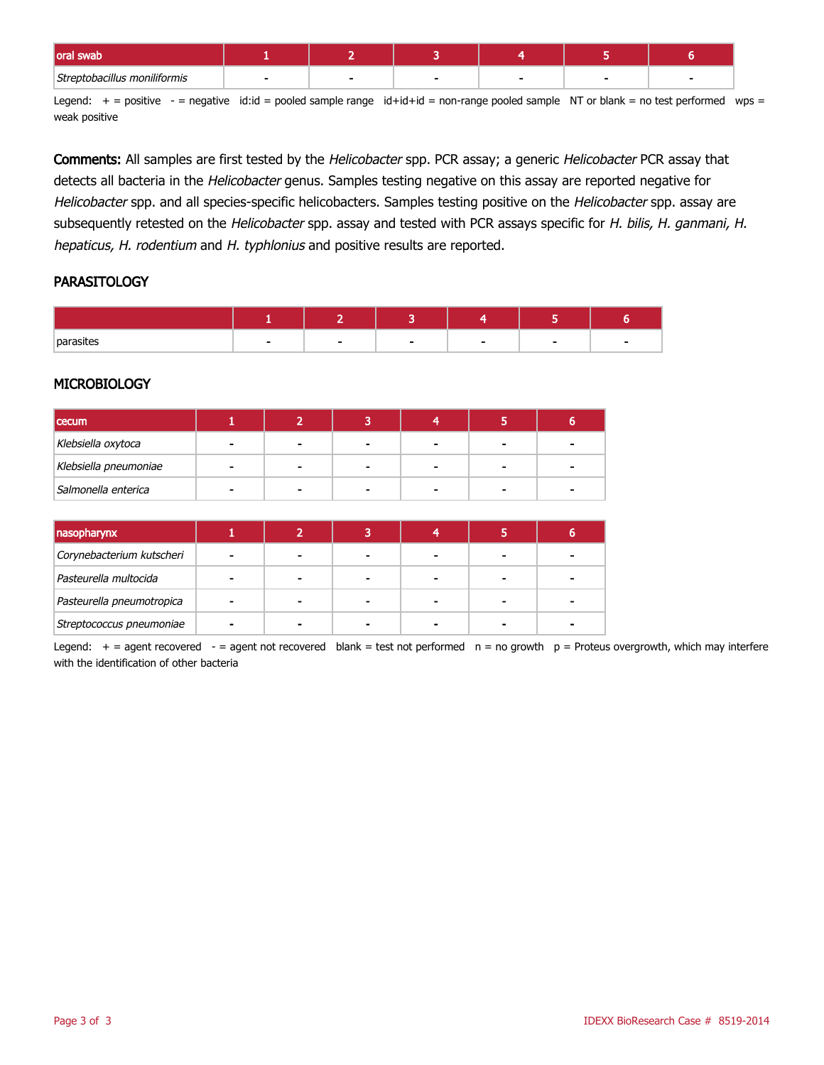| oral swab | 1 | 2 | 3 | 4 | 5 | 6 |
|---|---|---|---|---|---|---|
| *Streptobacillus moniliformis* | - | - | - | - | - | - |

Legend: + = positive - = negative id:id = pooled sample range id+id+id = non-range pooled sample NT or blank = no test performed wps = weak positive

**Comments:** All samples are first tested by the *Helicobacter* spp. PCR assay; a generic *Helicobacter* PCR assay that detects all bacteria in the *Helicobacter* genus. Samples testing negative on this assay are reported negative for *Helicobacter* spp. and all species-specific helicobacters. Samples testing positive on the *Helicobacter* spp. assay are subsequently retested on the *Helicobacter* spp. assay and tested with PCR assays specific for *H. bilis, H. ganmani, H. hepaticus, H. rodentium* and *H. typhlonius* and positive results are reported.

## PARASITOLOGY

| | 1 | 2 | 3 | 4 | 5 | 6 |
|---|---|---|---|---|---|---|
| parasites | - | - | - | - | - | - |

## MICROBIOLOGY

| cecum | 1 | 2 | 3 | 4 | 5 | 6 |
|---|---|---|---|---|---|---|
| *Klebsiella oxytoca* | - | - | - | - | - | - |
| *Klebsiella pneumoniae* | - | - | - | - | - | - |
| *Salmonella enterica* | - | - | - | - | - | - |

| nasopharynx | 1 | 2 | 3 | 4 | 5 | 6 |
|---|---|---|---|---|---|---|
| *Corynebacterium kutscheri* | - | - | - | - | - | - |
| *Pasteurella multocida* | - | - | - | - | - | - |
| *Pasteurella pneumotropica* | - | - | - | - | - | - |
| *Streptococcus pneumoniae* | - | - | - | - | - | - |

Legend: + = agent recovered - = agent not recovered blank = test not performed n = no growth p = Proteus overgrowth, which may interfere with the identification of other bacteria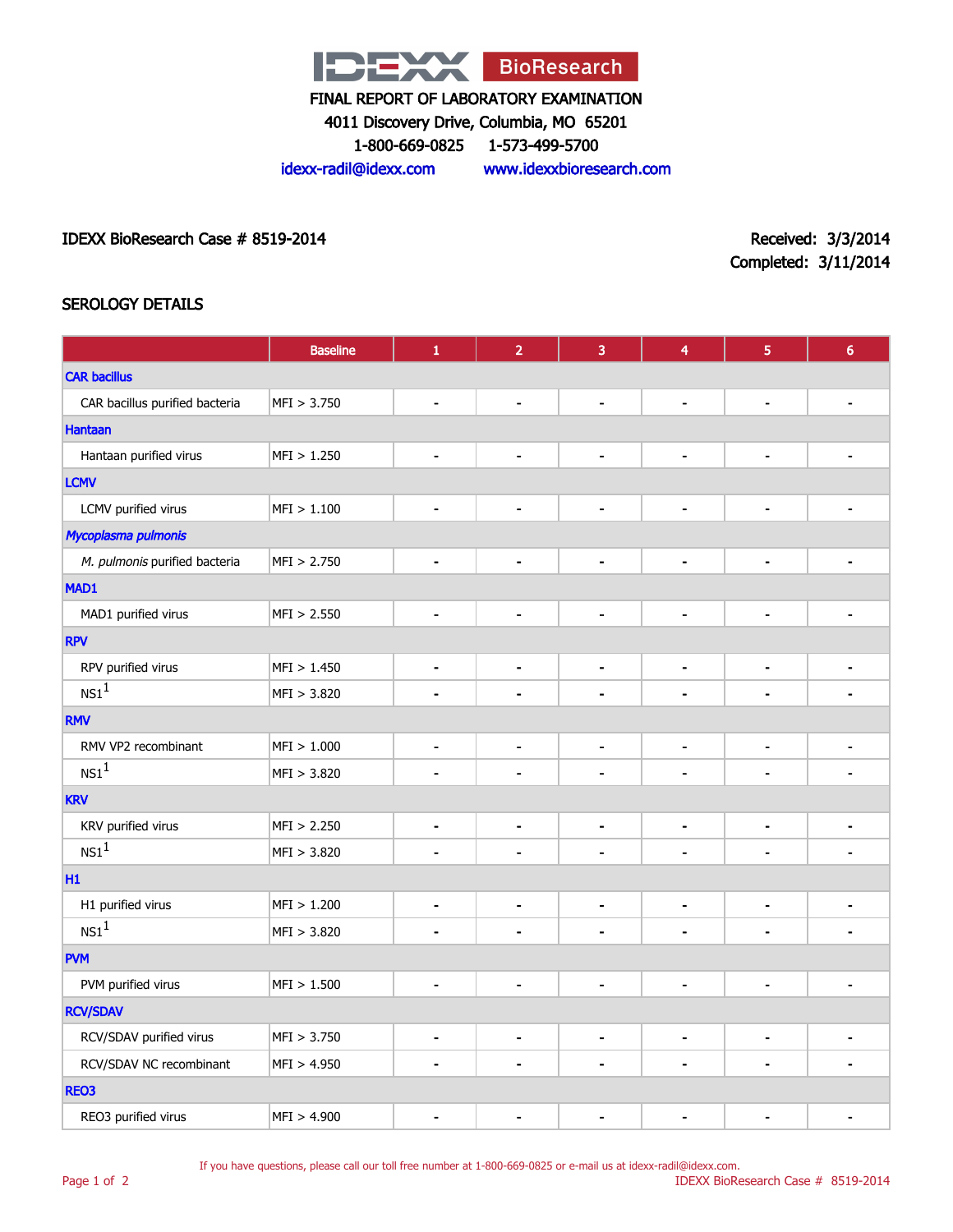# IDEXX BioResearch

FINAL REPORT OF LABORATORY EXAMINATION
4011 Discovery Drive, Columbia, MO 65201
1-800-669-0825 1-573-499-5700
idexx-radil@idexx.com www.idexxbioresearch.com

IDEXX BioResearch Case # 8519-2014

Received: 3/3/2014
Completed: 3/11/2014

## SEROLOGY DETAILS

| | Baseline | 1 | 2 | 3 | 4 | 5 | 6 |
|---|---|---|---|---|---|---|---|
| **CAR bacillus** | | | | | | | |
| CAR bacillus purified bacteria | MFI > 3.750 | - | - | - | - | - | - |
| **Hantaan** | | | | | | | |
| Hantaan purified virus | MFI > 1.250 | - | - | - | - | - | - |
| **LCMV** | | | | | | | |
| LCMV purified virus | MFI > 1.100 | - | - | - | - | - | - |
| ***Mycoplasma pulmonis*** | | | | | | | |
| *M. pulmonis* purified bacteria | MFI > 2.750 | - | - | - | - | - | - |
| **MAD1** | | | | | | | |
| MAD1 purified virus | MFI > 2.550 | - | - | - | - | - | - |
| **RPV** | | | | | | | |
| RPV purified virus | MFI > 1.450 | - | - | - | - | - | - |
| NS1[1] | MFI > 3.820 | - | - | - | - | - | - |
| **RMV** | | | | | | | |
| RMV VP2 recombinant | MFI > 1.000 | - | - | - | - | - | - |
| NS1[1] | MFI > 3.820 | - | - | - | - | - | - |
| **KRV** | | | | | | | |
| KRV purified virus | MFI > 2.250 | - | - | - | - | - | - |
| NS1[1] | MFI > 3.820 | - | - | - | - | - | - |
| **H1** | | | | | | | |
| H1 purified virus | MFI > 1.200 | - | - | - | - | - | - |
| NS1[1] | MFI > 3.820 | - | - | - | - | - | - |
| **PVM** | | | | | | | |
| PVM purified virus | MFI > 1.500 | - | - | - | - | - | - |
| **RCV/SDAV** | | | | | | | |
| RCV/SDAV purified virus | MFI > 3.750 | - | - | - | - | - | - |
| RCV/SDAV NC recombinant | MFI > 4.950 | - | - | - | - | - | - |
| **REO3** | | | | | | | |
| REO3 purified virus | MFI > 4.900 | - | - | - | - | - | - |

If you have questions, please call our toll free number at 1-800-669-0825 or e-mail us at idexx-radil@idexx.com.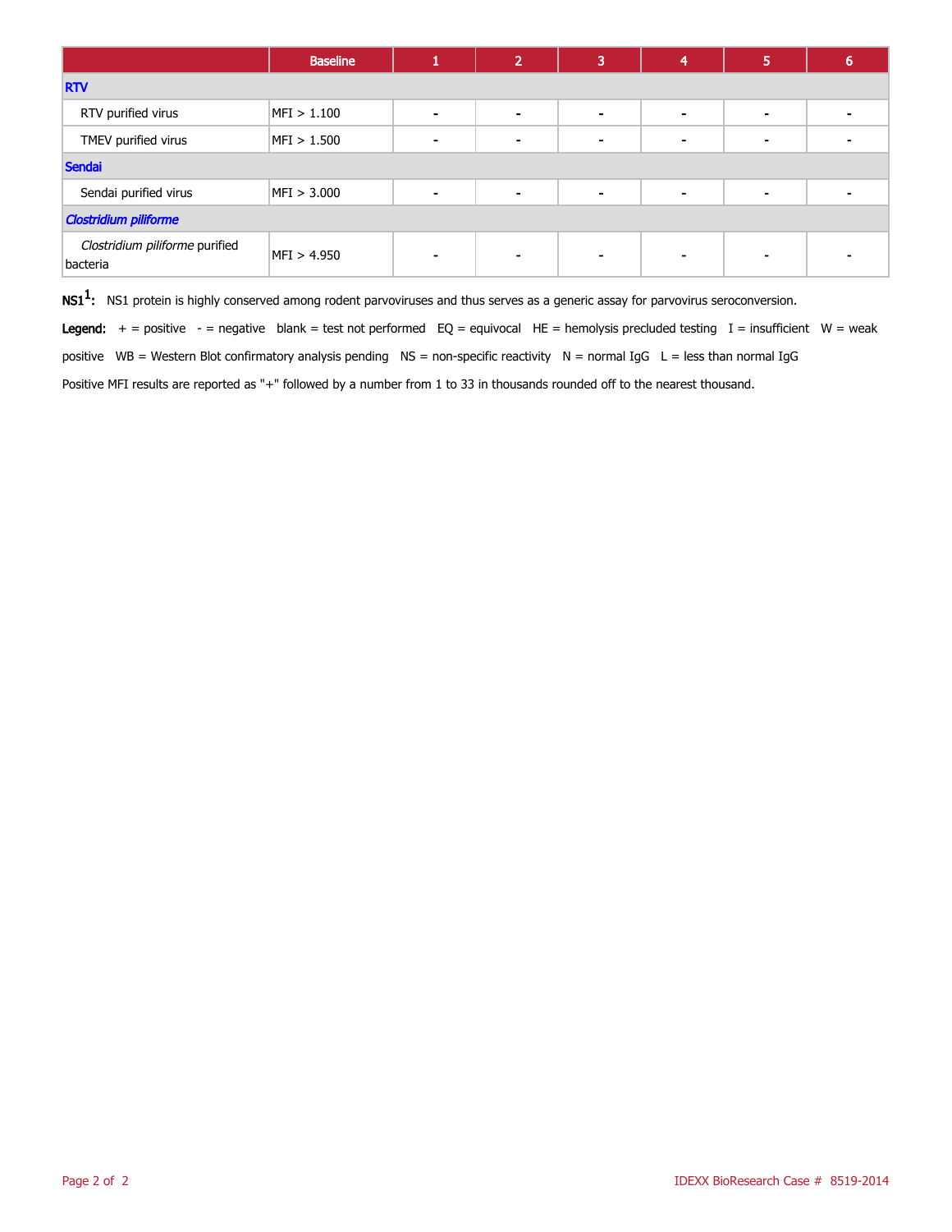| | Baseline | 1 | 2 | 3 | 4 | 5 | 6 |
|---|---|---|---|---|---|---|---|
| **RTV** | | | | | | | |
| RTV purified virus | MFI > 1.100 | - | - | - | - | - | - |
| TMEV purified virus | MFI > 1.500 | - | - | - | - | - | - |
| **Sendai** | | | | | | | |
| Sendai purified virus | MFI > 3.000 | - | - | - | - | - | - |
| ***Clostridium piliforme*** | | | | | | | |
| *Clostridium piliforme* purified bacteria | MFI > 4.950 | - | - | - | - | - | - |

**NS1[1]:** NS1 protein is highly conserved among rodent parvoviruses and thus serves as a generic assay for parvovirus seroconversion.

**Legend:** + = positive - = negative blank = test not performed EQ = equivocal HE = hemolysis precluded testing I = insufficient W = weak positive WB = Western Blot confirmatory analysis pending NS = non-specific reactivity N = normal IgG L = less than normal IgG

Positive MFI results are reported as "+" followed by a number from 1 to 33 in thousands rounded off to the nearest thousand.

IDEXX BioResearch Case # 8519-2014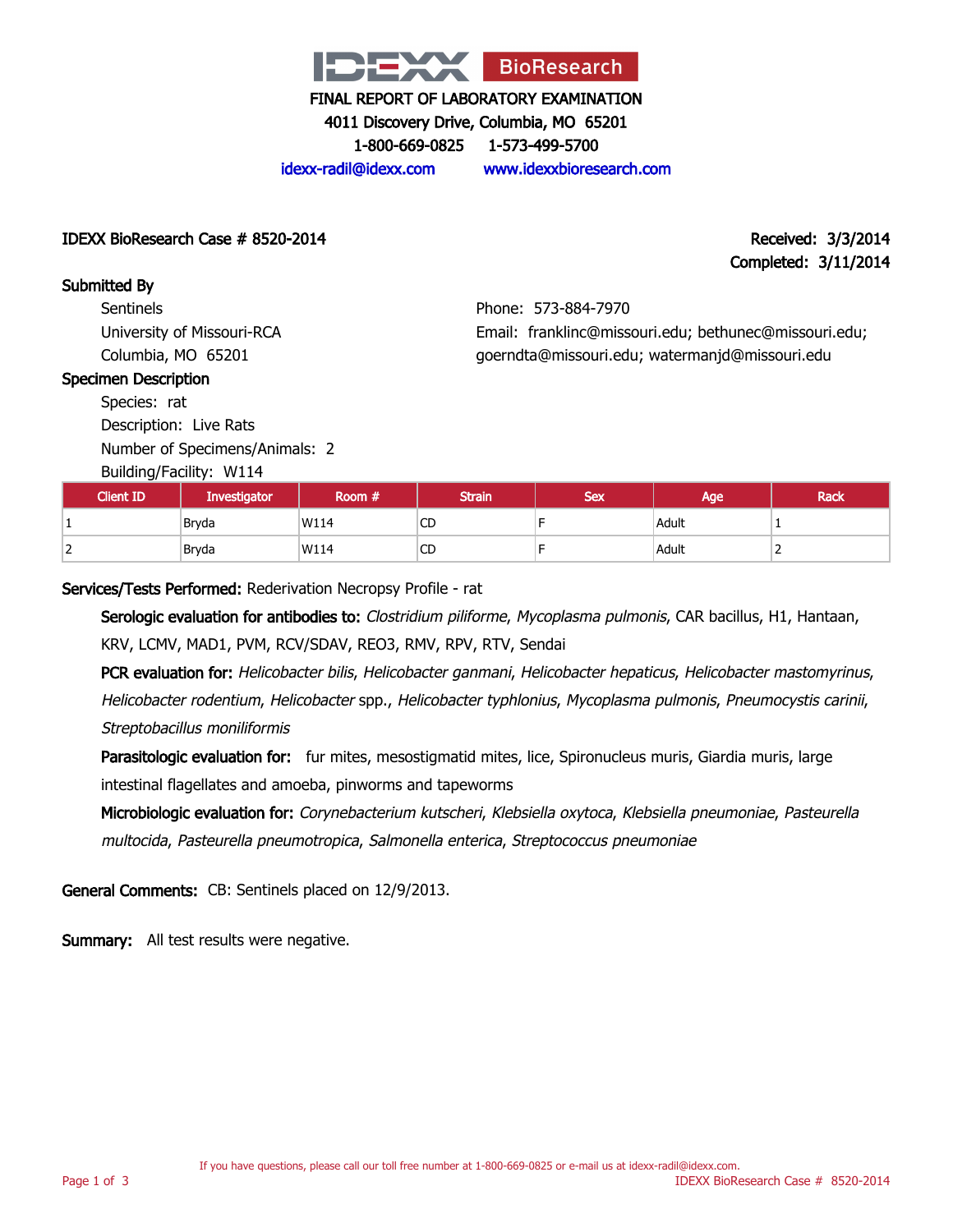# IDEXX BioResearch

**FINAL REPORT OF LABORATORY EXAMINATION**

4011 Discovery Drive, Columbia, MO 65201

1-800-669-0825 1-573-499-5700

idexx-radil@idexx.com www.idexxbioresearch.com

**IDEXX BioResearch Case # 8520-2014**

**Received: 3/3/2014**

**Completed: 3/11/2014**

**Submitted By**

Sentinels
University of Missouri-RCA
Columbia, MO 65201

Phone: 573-884-7970
Email: franklinc@missouri.edu; bethunec@missouri.edu; goerndta@missouri.edu; watermanjd@missouri.edu

**Specimen Description**

Species: rat
Description: Live Rats
Number of Specimens/Animals: 2
Building/Facility: W114

| Client ID | Investigator | Room # | Strain | Sex | Age | Rack |
|---|---|---|---|---|---|---|
| 1 | Bryda | W114 | CD | F | Adult | 1 |
| 2 | Bryda | W114 | CD | F | Adult | 2 |

**Services/Tests Performed:** Rederivation Necropsy Profile - rat

**Serologic evaluation for antibodies to:** *Clostridium piliforme*, *Mycoplasma pulmonis*, CAR bacillus, H1, Hantaan, KRV, LCMV, MAD1, PVM, RCV/SDAV, REO3, RMV, RPV, RTV, Sendai

**PCR evaluation for:** *Helicobacter bilis*, *Helicobacter ganmani*, *Helicobacter hepaticus*, *Helicobacter mastomyrinus*, *Helicobacter rodentium*, *Helicobacter* spp., *Helicobacter typhlonius*, *Mycoplasma pulmonis*, *Pneumocystis carinii*, *Streptobacillus moniliformis*

**Parasitologic evaluation for:** fur mites, mesostigmatid mites, lice, Spironucleus muris, Giardia muris, large intestinal flagellates and amoeba, pinworms and tapeworms

**Microbiologic evaluation for:** *Corynebacterium kutscheri*, *Klebsiella oxytoca*, *Klebsiella pneumoniae*, *Pasteurella multocida*, *Pasteurella pneumotropica*, *Salmonella enterica*, *Streptococcus pneumoniae*

**General Comments:** CB: Sentinels placed on 12/9/2013.

**Summary:** All test results were negative.

If you have questions, please call our toll free number at 1-800-669-0825 or e-mail us at idexx-radil@idexx.com.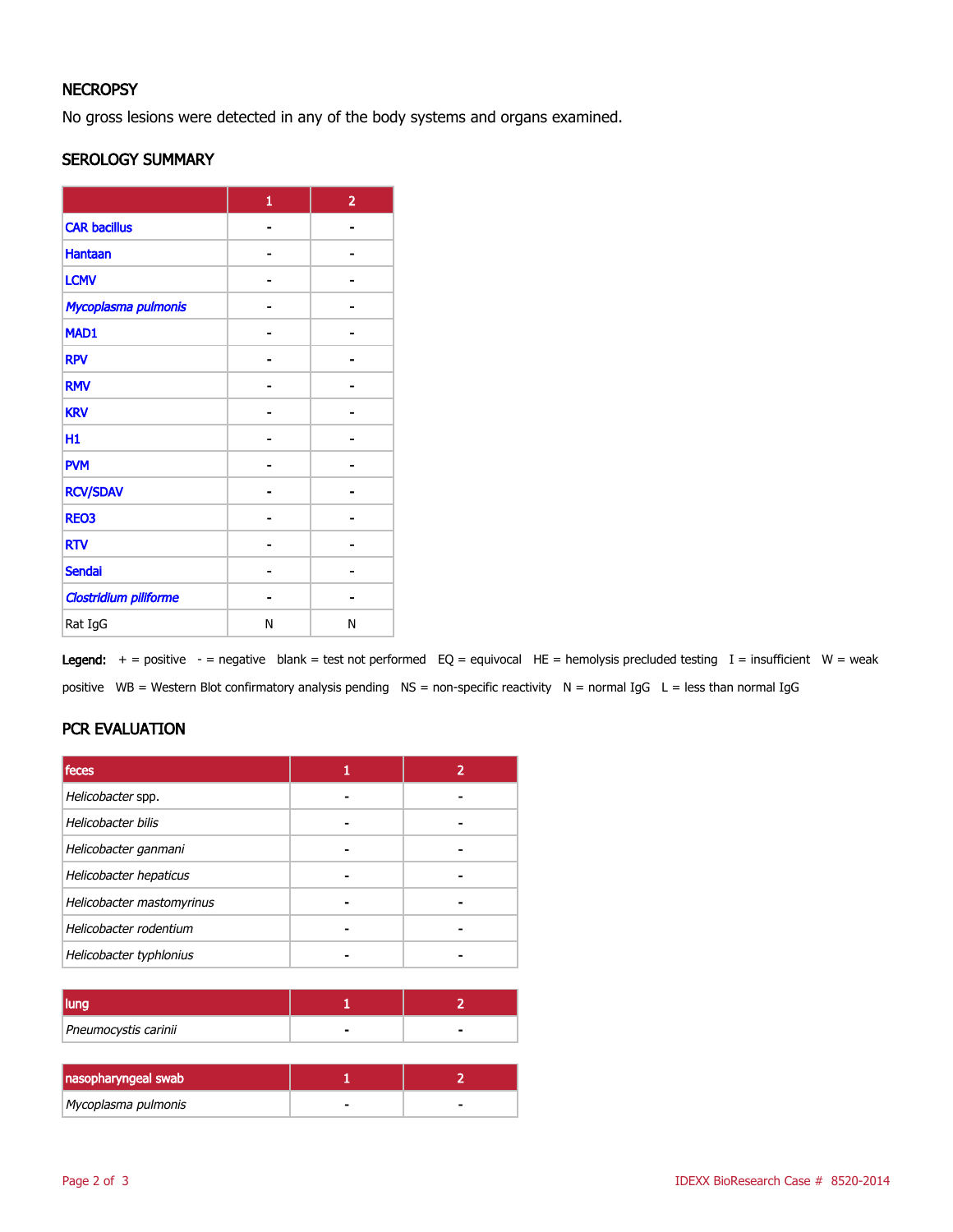## NECROPSY

No gross lesions were detected in any of the body systems and organs examined.

## SEROLOGY SUMMARY

| | 1 | 2 |
|---|---|---|
| CAR bacillus | - | - |
| Hantaan | - | - |
| LCMV | - | - |
| *Mycoplasma pulmonis* | - | - |
| MAD1 | - | - |
| RPV | - | - |
| RMV | - | - |
| KRV | - | - |
| H1 | - | - |
| PVM | - | - |
| RCV/SDAV | - | - |
| REO3 | - | - |
| RTV | - | - |
| Sendai | - | - |
| *Clostridium piliforme* | - | - |
| Rat IgG | N | N |

**Legend:** + = positive - = negative blank = test not performed EQ = equivocal HE = hemolysis precluded testing I = insufficient W = weak positive WB = Western Blot confirmatory analysis pending NS = non-specific reactivity N = normal IgG L = less than normal IgG

## PCR EVALUATION

| feces | 1 | 2 |
|---|---|---|
| *Helicobacter* spp. | - | - |
| *Helicobacter bilis* | - | - |
| *Helicobacter ganmani* | - | - |
| *Helicobacter hepaticus* | - | - |
| *Helicobacter mastomyrinus* | - | - |
| *Helicobacter rodentium* | - | - |
| *Helicobacter typhlonius* | - | - |

| lung | 1 | 2 |
|---|---|---|
| *Pneumocystis carinii* | - | - |

| nasopharyngeal swab | 1 | 2 |
|---|---|---|
| *Mycoplasma pulmonis* | - | - |

IDEXX BioResearch Case # 8520-2014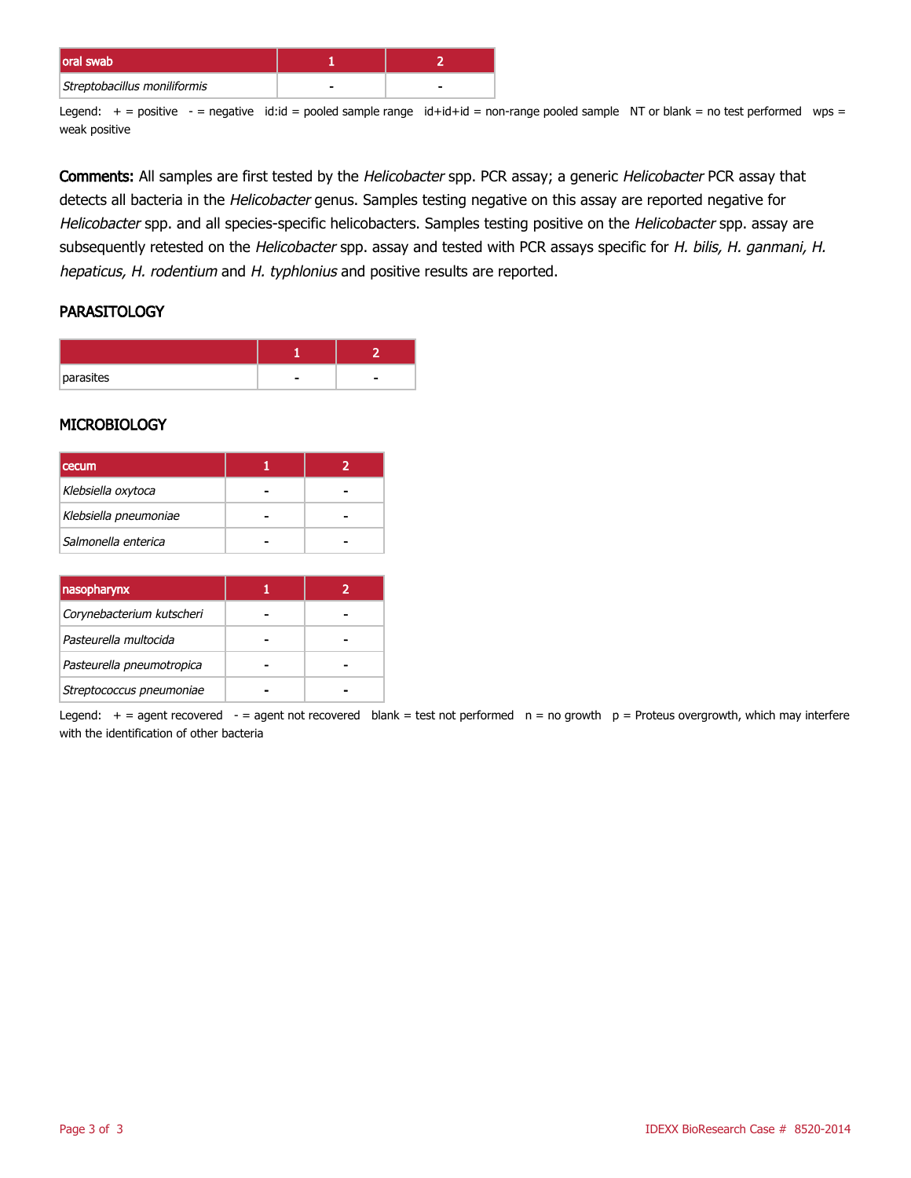| oral swab | 1 | 2 |
| --- | --- | --- |
| *Streptobacillus moniliformis* | - | - |

Legend: + = positive - = negative id:id = pooled sample range id+id+id = non-range pooled sample NT or blank = no test performed wps = weak positive

**Comments:** All samples are first tested by the *Helicobacter* spp. PCR assay; a generic *Helicobacter* PCR assay that detects all bacteria in the *Helicobacter* genus. Samples testing negative on this assay are reported negative for *Helicobacter* spp. and all species-specific helicobacters. Samples testing positive on the *Helicobacter* spp. assay are subsequently retested on the *Helicobacter* spp. assay and tested with PCR assays specific for *H. bilis, H. ganmani, H. hepaticus, H. rodentium* and *H. typhlonius* and positive results are reported.

## PARASITOLOGY

| | 1 | 2 |
| --- | --- | --- |
| parasites | - | - |

## MICROBIOLOGY

| cecum | 1 | 2 |
| --- | --- | --- |
| *Klebsiella oxytoca* | - | - |
| *Klebsiella pneumoniae* | - | - |
| *Salmonella enterica* | - | - |

| nasopharynx | 1 | 2 |
| --- | --- | --- |
| *Corynebacterium kutscheri* | - | - |
| *Pasteurella multocida* | - | - |
| *Pasteurella pneumotropica* | - | - |
| *Streptococcus pneumoniae* | - | - |

Legend: + = agent recovered - = agent not recovered blank = test not performed n = no growth p = Proteus overgrowth, which may interfere with the identification of other bacteria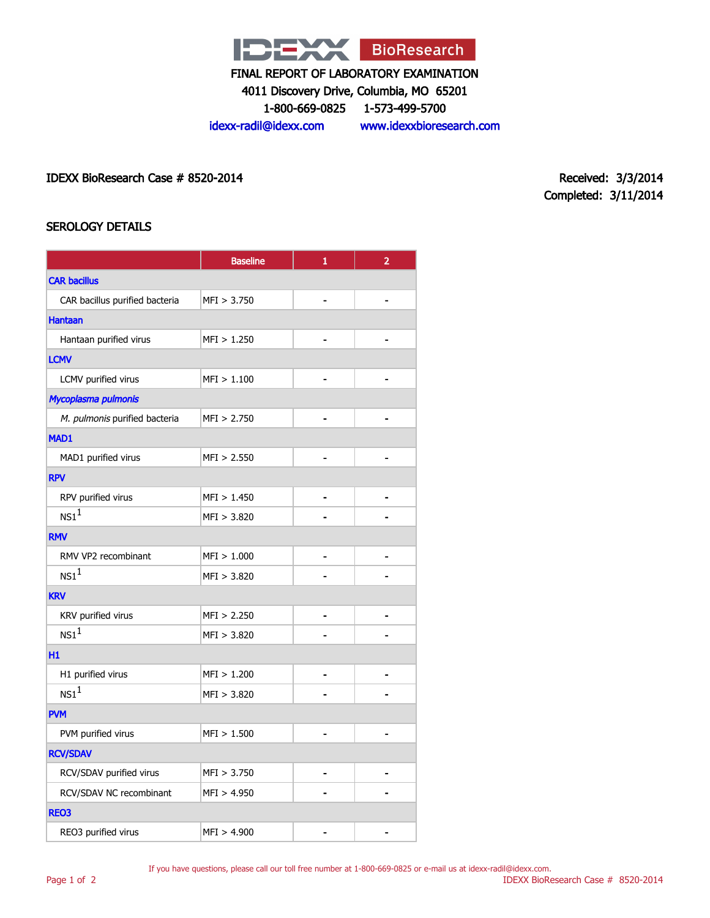# IDEXX BioResearch

FINAL REPORT OF LABORATORY EXAMINATION

4011 Discovery Drive, Columbia, MO 65201

1-800-669-0825 1-573-499-5700

idexx-radil@idexx.com www.idexxbioresearch.com

IDEXX BioResearch Case # 8520-2014

Received: 3/3/2014

Completed: 3/11/2014

## SEROLOGY DETAILS

| | Baseline | 1 | 2 |
|---|---|---|---|
| **CAR bacillus** | | | |
| CAR bacillus purified bacteria | MFI > 3.750 | - | - |
| **Hantaan** | | | |
| Hantaan purified virus | MFI > 1.250 | - | - |
| **LCMV** | | | |
| LCMV purified virus | MFI > 1.100 | - | - |
| ***Mycoplasma pulmonis*** | | | |
| *M. pulmonis* purified bacteria | MFI > 2.750 | - | - |
| **MAD1** | | | |
| MAD1 purified virus | MFI > 2.550 | - | - |
| **RPV** | | | |
| RPV purified virus | MFI > 1.450 | - | - |
| NS1[1] | MFI > 3.820 | - | - |
| **RMV** | | | |
| RMV VP2 recombinant | MFI > 1.000 | - | - |
| NS1[1] | MFI > 3.820 | - | - |
| **KRV** | | | |
| KRV purified virus | MFI > 2.250 | - | - |
| NS1[1] | MFI > 3.820 | - | - |
| **H1** | | | |
| H1 purified virus | MFI > 1.200 | - | - |
| NS1[1] | MFI > 3.820 | - | - |
| **PVM** | | | |
| PVM purified virus | MFI > 1.500 | - | - |
| **RCV/SDAV** | | | |
| RCV/SDAV purified virus | MFI > 3.750 | - | - |
| RCV/SDAV NC recombinant | MFI > 4.950 | - | - |
| **REO3** | | | |
| REO3 purified virus | MFI > 4.900 | - | - |

If you have questions, please call our toll free number at 1-800-669-0825 or e-mail us at idexx-radil@idexx.com.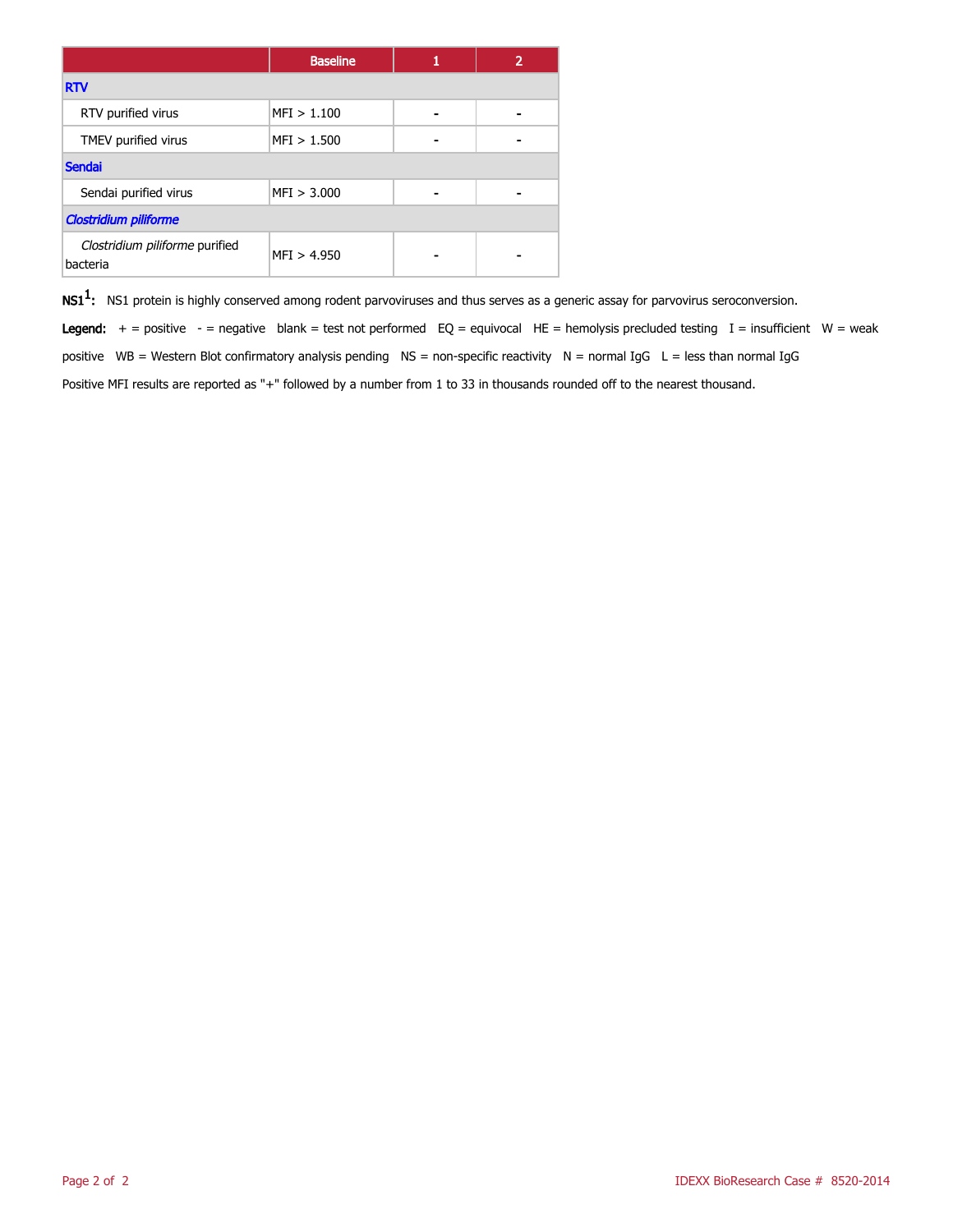| | Baseline | 1 | 2 |
|---|---|---|---|
| **RTV** | | | |
| RTV purified virus | MFI > 1.100 | - | - |
| TMEV purified virus | MFI > 1.500 | - | - |
| **Sendai** | | | |
| Sendai purified virus | MFI > 3.000 | - | - |
| ***Clostridium piliforme*** | | | |
| *Clostridium piliforme* purified bacteria | MFI > 4.950 | - | - |

**NS1[1]:** NS1 protein is highly conserved among rodent parvoviruses and thus serves as a generic assay for parvovirus seroconversion.

**Legend:** + = positive - = negative blank = test not performed EQ = equivocal HE = hemolysis precluded testing I = insufficient W = weak positive WB = Western Blot confirmatory analysis pending NS = non-specific reactivity N = normal IgG L = less than normal IgG

Positive MFI results are reported as "+" followed by a number from 1 to 33 in thousands rounded off to the nearest thousand.

IDEXX BioResearch Case # 8520-2014